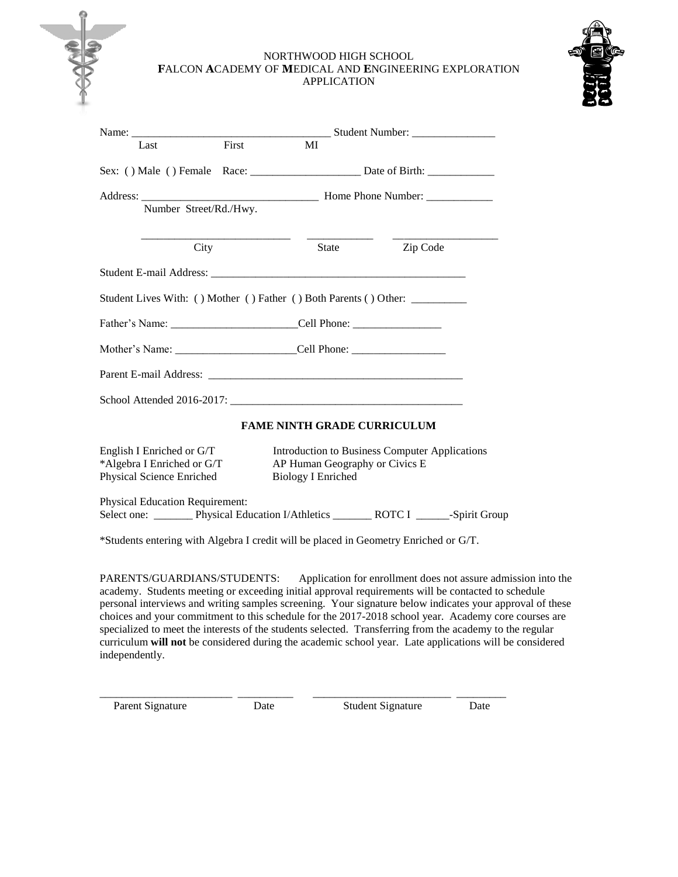NORTHWOOD HIGH SCHOOL
**F**ALCON **A**CADEMY OF **M**EDICAL AND **E**NGINEERING EXPLORATION
APPLICATION

Name: ___________________________________ Student Number: _______________
Last First MI

Sex: ( ) Male ( ) Female Race: ____________________ Date of Birth: ____________

Address: ________________________________ Home Phone Number: ____________
Number Street/Rd./Hwy.

___________________________ ____________ ___________________
City State Zip Code

Student E-mail Address: _______________________________________________

Student Lives With: ( ) Mother ( ) Father ( ) Both Parents ( ) Other: __________

Father's Name: _______________________Cell Phone: ________________

Mother's Name: ______________________Cell Phone: _________________

Parent E-mail Address: _______________________________________________

School Attended 2016-2017: __________________________________________

**FAME NINTH GRADE CURRICULUM**

English I Enriched or G/T
*Algebra I Enriched or G/T
Physical Science Enriched
Introduction to Business Computer Applications
AP Human Geography or Civics E
Biology I Enriched

Physical Education Requirement:
Select one: _______ Physical Education I/Athletics _______ ROTC I ______-Spirit Group

*Students entering with Algebra I credit will be placed in Geometry Enriched or G/T.

PARENTS/GUARDIANS/STUDENTS: Application for enrollment does not assure admission into the academy. Students meeting or exceeding initial approval requirements will be contacted to schedule personal interviews and writing samples screening. Your signature below indicates your approval of these choices and your commitment to this schedule for the 2017-2018 school year. Academy core courses are specialized to meet the interests of the students selected. Transferring from the academy to the regular curriculum **will not** be considered during the academic school year. Late applications will be considered independently.

________________________ __________ ________________________ _________
Parent Signature Date Student Signature Date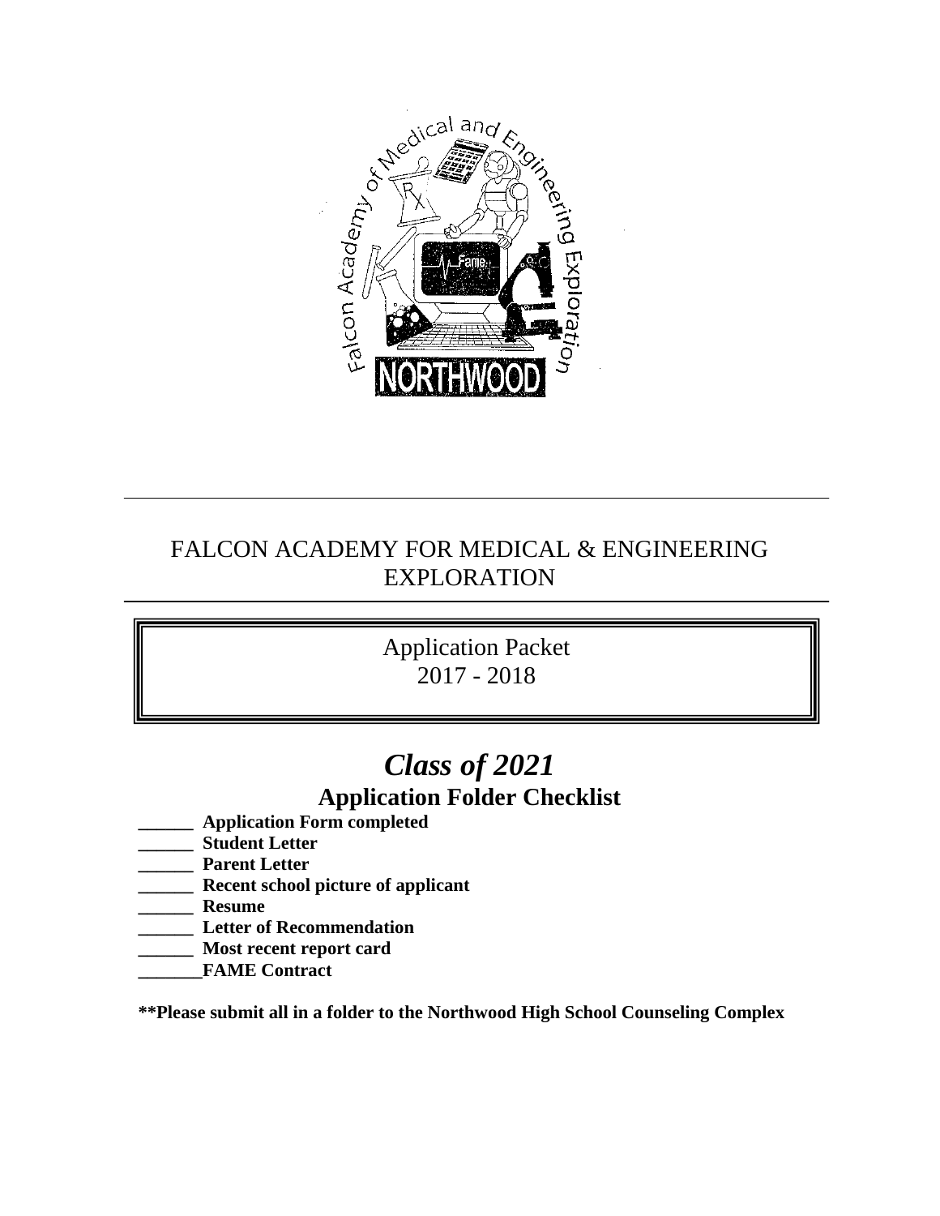# FALCON ACADEMY FOR MEDICAL & ENGINEERING EXPLORATION

Application Packet
2017 - 2018

## *Class of 2021*

### Application Folder Checklist

**______ Application Form completed**
**______ Student Letter**
**______ Parent Letter**
**______ Recent school picture of applicant**
**______ Resume**
**______ Letter of Recommendation**
**______ Most recent report card**
**_______FAME Contract**

**\*\*Please submit all in a folder to the Northwood High School Counseling Complex**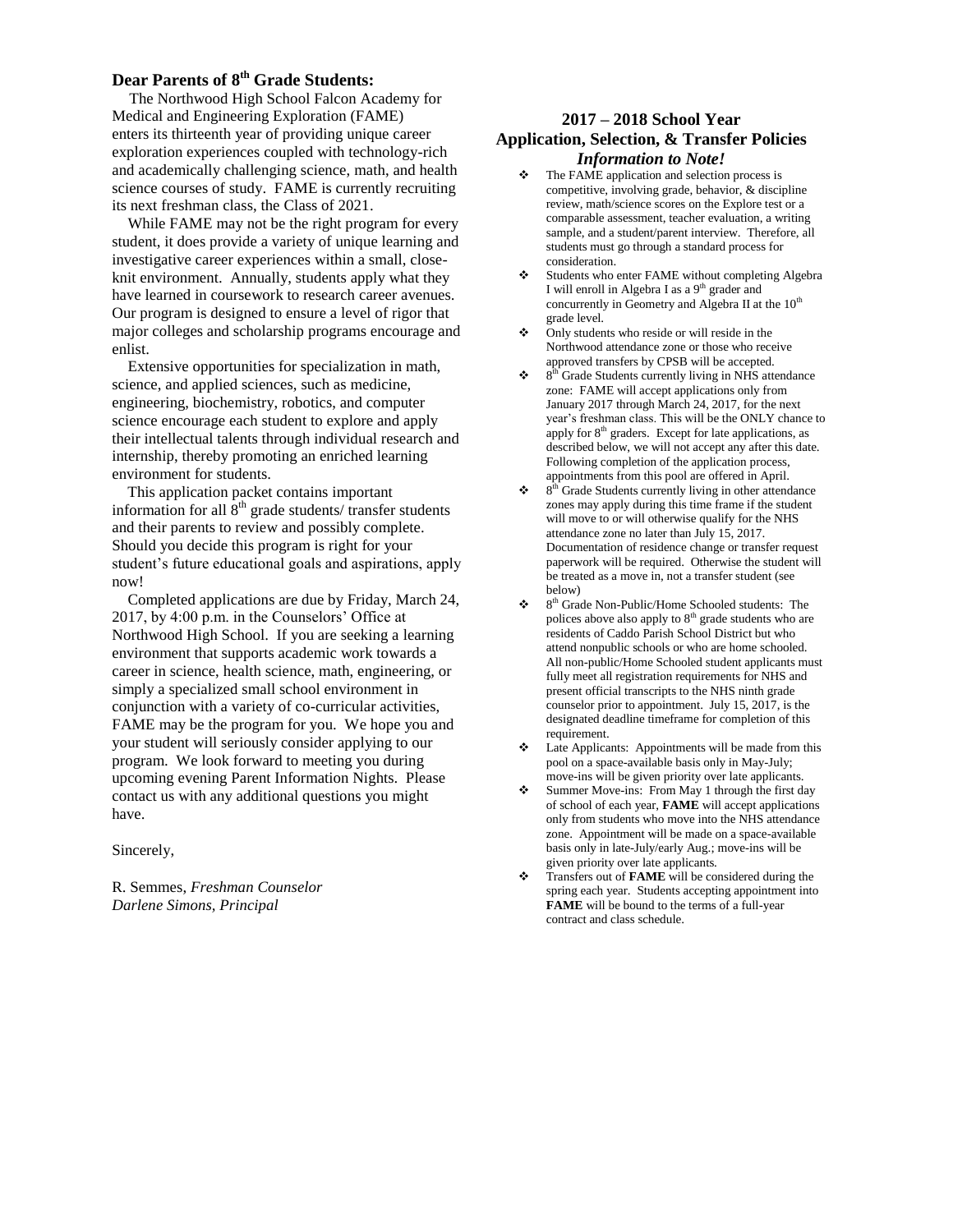## Dear Parents of 8th Grade Students:

The Northwood High School Falcon Academy for Medical and Engineering Exploration (FAME) enters its thirteenth year of providing unique career exploration experiences coupled with technology-rich and academically challenging science, math, and health science courses of study. FAME is currently recruiting its next freshman class, the Class of 2021.

While FAME may not be the right program for every student, it does provide a variety of unique learning and investigative career experiences within a small, close-knit environment. Annually, students apply what they have learned in coursework to research career avenues. Our program is designed to ensure a level of rigor that major colleges and scholarship programs encourage and enlist.

Extensive opportunities for specialization in math, science, and applied sciences, such as medicine, engineering, biochemistry, robotics, and computer science encourage each student to explore and apply their intellectual talents through individual research and internship, thereby promoting an enriched learning environment for students.

This application packet contains important information for all 8th grade students/ transfer students and their parents to review and possibly complete. Should you decide this program is right for your student's future educational goals and aspirations, apply now!

Completed applications are due by Friday, March 24, 2017, by 4:00 p.m. in the Counselors' Office at Northwood High School. If you are seeking a learning environment that supports academic work towards a career in science, health science, math, engineering, or simply a specialized small school environment in conjunction with a variety of co-curricular activities, FAME may be the program for you. We hope you and your student will seriously consider applying to our program. We look forward to meeting you during upcoming evening Parent Information Nights. Please contact us with any additional questions you might have.

Sincerely,

R. Semmes, *Freshman Counselor*
*Darlene Simons, Principal*

## 2017 – 2018 School Year
## Application, Selection, & Transfer Policies
### *Information to Note!*

- The FAME application and selection process is competitive, involving grade, behavior, & discipline review, math/science scores on the Explore test or a comparable assessment, teacher evaluation, a writing sample, and a student/parent interview. Therefore, all students must go through a standard process for consideration.
- Students who enter FAME without completing Algebra I will enroll in Algebra I as a 9th grader and concurrently in Geometry and Algebra II at the 10th grade level.
- Only students who reside or will reside in the Northwood attendance zone or those who receive approved transfers by CPSB will be accepted.
- 8th Grade Students currently living in NHS attendance zone: FAME will accept applications only from January 2017 through March 24, 2017, for the next year's freshman class. This will be the ONLY chance to apply for 8th graders. Except for late applications, as described below, we will not accept any after this date. Following completion of the application process, appointments from this pool are offered in April.
- 8th Grade Students currently living in other attendance zones may apply during this time frame if the student will move to or will otherwise qualify for the NHS attendance zone no later than July 15, 2017. Documentation of residence change or transfer request paperwork will be required. Otherwise the student will be treated as a move in, not a transfer student (see below)
- 8th Grade Non-Public/Home Schooled students: The polices above also apply to 8th grade students who are residents of Caddo Parish School District but who attend nonpublic schools or who are home schooled. All non-public/Home Schooled student applicants must fully meet all registration requirements for NHS and present official transcripts to the NHS ninth grade counselor prior to appointment. July 15, 2017, is the designated deadline timeframe for completion of this requirement.
- Late Applicants: Appointments will be made from this pool on a space-available basis only in May-July; move-ins will be given priority over late applicants.
- Summer Move-ins: From May 1 through the first day of school of each year, **FAME** will accept applications only from students who move into the NHS attendance zone. Appointment will be made on a space-available basis only in late-July/early Aug.; move-ins will be given priority over late applicants.
- Transfers out of **FAME** will be considered during the spring each year. Students accepting appointment into **FAME** will be bound to the terms of a full-year contract and class schedule.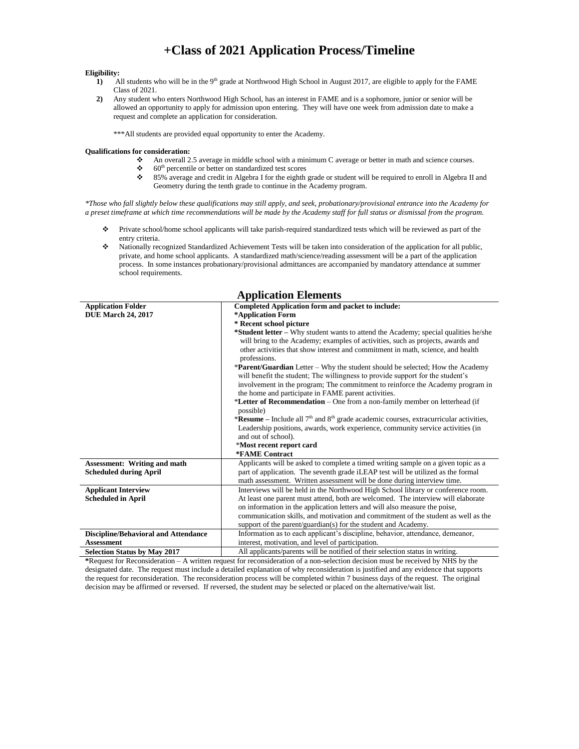# +Class of 2021 Application Process/Timeline

**Eligibility:**

1) All students who will be in the 9th grade at Northwood High School in August 2017, are eligible to apply for the FAME Class of 2021.
2) Any student who enters Northwood High School, has an interest in FAME and is a sophomore, junior or senior will be allowed an opportunity to apply for admission upon entering. They will have one week from admission date to make a request and complete an application for consideration.

   ***All students are provided equal opportunity to enter the Academy.

**Qualifications for consideration:**

- An overall 2.5 average in middle school with a minimum C average or better in math and science courses.
- 60th percentile or better on standardized test scores
- 85% average and credit in Algebra I for the eighth grade or student will be required to enroll in Algebra II and Geometry during the tenth grade to continue in the Academy program.

*\*Those who fall slightly below these qualifications may still apply, and seek, probationary/provisional entrance into the Academy for a preset timeframe at which time recommendations will be made by the Academy staff for full status or dismissal from the program.*

- Private school/home school applicants will take parish-required standardized tests which will be reviewed as part of the entry criteria.
- Nationally recognized Standardized Achievement Tests will be taken into consideration of the application for all public, private, and home school applicants. A standardized math/science/reading assessment will be a part of the application process. In some instances probationary/provisional admittances are accompanied by mandatory attendance at summer school requirements.

## Application Elements

| | |
|---|---|
| **Application Folder**<br>**DUE March 24, 2017** | **Completed Application form and packet to include:**<br>**\*Application Form**<br>**\* Recent school picture**<br>**\*Student letter** – Why student wants to attend the Academy; special qualities he/she will bring to the Academy; examples of activities, such as projects, awards and other activities that show interest and commitment in math, science, and health professions.<br>\***Parent/Guardian** Letter – Why the student should be selected; How the Academy will benefit the student; The willingness to provide support for the student's involvement in the program; The commitment to reinforce the Academy program in the home and participate in FAME parent activities.<br>\***Letter of Recommendation** – One from a non-family member on letterhead (if possible)<br>\***Resume** – Include all 7th and 8th grade academic courses, extracurricular activities, Leadership positions, awards, work experience, community service activities (in and out of school).<br>\***Most recent report card**<br>**\*FAME Contract** |
| **Assessment: Writing and math**<br>**Scheduled during April** | Applicants will be asked to complete a timed writing sample on a given topic as a part of application. The seventh grade iLEAP test will be utilized as the formal math assessment. Written assessment will be done during interview time. |
| **Applicant Interview**<br>**Scheduled in April** | Interviews will be held in the Northwood High School library or conference room. At least one parent must attend, both are welcomed. The interview will elaborate on information in the application letters and will also measure the poise, communication skills, and motivation and commitment of the student as well as the support of the parent/guardian(s) for the student and Academy. |
| **Discipline/Behavioral and Attendance Assessment** | Information as to each applicant's discipline, behavior, attendance, demeanor, interest, motivation, and level of participation. |
| **Selection Status by May 2017** | All applicants/parents will be notified of their selection status in writing. |

**\***Request for Reconsideration – A written request for reconsideration of a non-selection decision must be received by NHS by the designated date. The request must include a detailed explanation of why reconsideration is justified and any evidence that supports the request for reconsideration. The reconsideration process will be completed within 7 business days of the request. The original decision may be affirmed or reversed. If reversed, the student may be selected or placed on the alternative/wait list.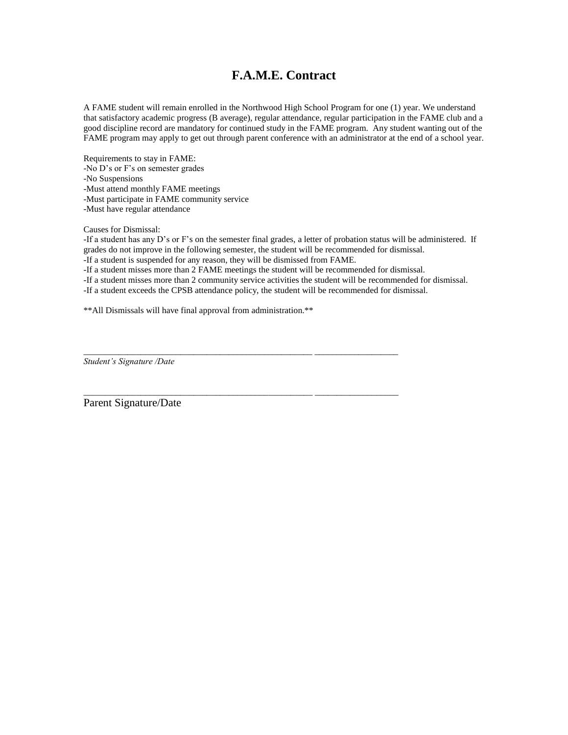# F.A.M.E. Contract

A FAME student will remain enrolled in the Northwood High School Program for one (1) year. We understand that satisfactory academic progress (B average), regular attendance, regular participation in the FAME club and a good discipline record are mandatory for continued study in the FAME program. Any student wanting out of the FAME program may apply to get out through parent conference with an administrator at the end of a school year.

Requirements to stay in FAME:
-No D's or F's on semester grades
-No Suspensions
-Must attend monthly FAME meetings
-Must participate in FAME community service
-Must have regular attendance

Causes for Dismissal:
-If a student has any D's or F's on the semester final grades, a letter of probation status will be administered. If grades do not improve in the following semester, the student will be recommended for dismissal.
-If a student is suspended for any reason, they will be dismissed from FAME.
-If a student misses more than 2 FAME meetings the student will be recommended for dismissal.
-If a student misses more than 2 community service activities the student will be recommended for dismissal.
-If a student exceeds the CPSB attendance policy, the student will be recommended for dismissal.

**All Dismissals will have final approval from administration.**

___________________________________________________ __________________
*Student's Signature /Date*

___________________________________________________ __________________
Parent Signature/Date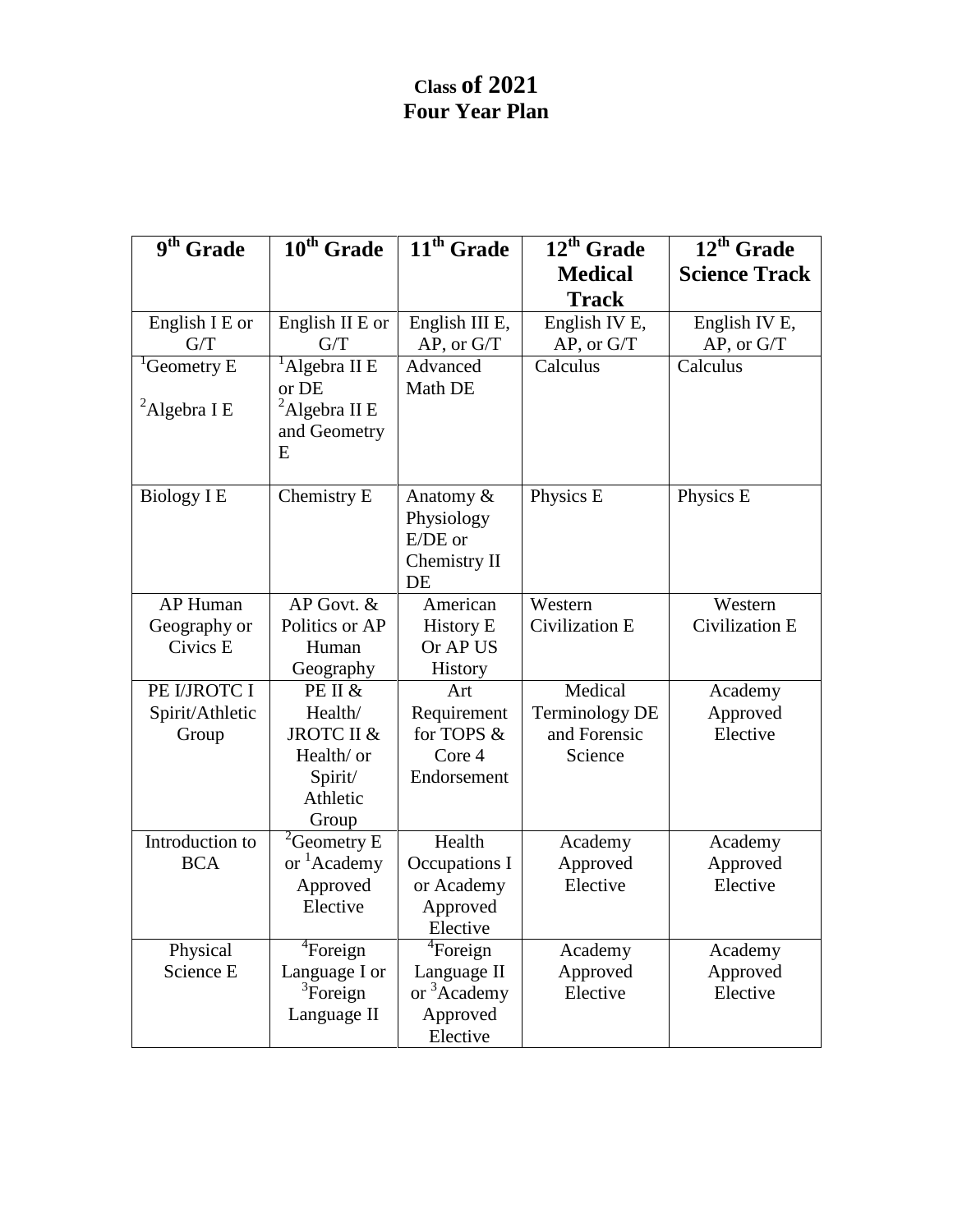# Class of 2021
# Four Year Plan

| 9th Grade | 10th Grade | 11th Grade | 12th Grade Medical Track | 12th Grade Science Track |
|---|---|---|---|---|
| English I E or G/T | English II E or G/T | English III E, AP, or G/T | English IV E, AP, or G/T | English IV E, AP, or G/T |
| [1]Geometry E<br>[2]Algebra I E | [1]Algebra II E or DE<br>[2]Algebra II E and Geometry E | Advanced Math DE | Calculus | Calculus |
| Biology I E | Chemistry E | Anatomy & Physiology E/DE or Chemistry II DE | Physics E | Physics E |
| AP Human Geography or Civics E | AP Govt. & Politics or AP Human Geography | American History E Or AP US History | Western Civilization E | Western Civilization E |
| PE I/JROTC I Spirit/Athletic Group | PE II & Health/ JROTC II & Health/ or Spirit/ Athletic Group | Art Requirement for TOPS & Core 4 Endorsement | Medical Terminology DE and Forensic Science | Academy Approved Elective |
| Introduction to BCA | [2]Geometry E or [1]Academy Approved Elective | Health Occupations I or Academy Approved Elective | Academy Approved Elective | Academy Approved Elective |
| Physical Science E | [4]Foreign Language I or [3]Foreign Language II | [4]Foreign Language II or [3]Academy Approved Elective | Academy Approved Elective | Academy Approved Elective |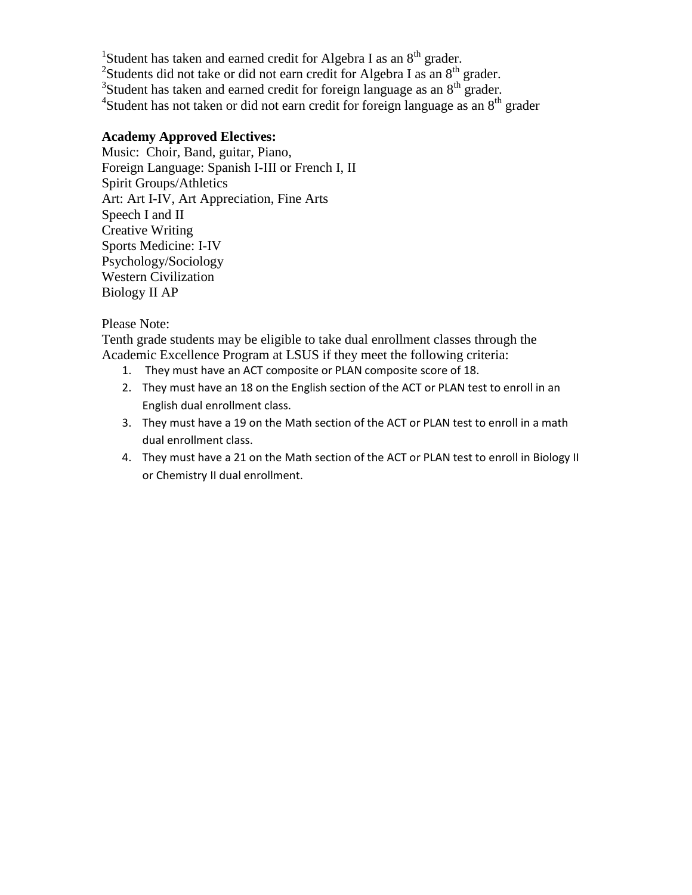[1]Student has taken and earned credit for Algebra I as an $8^{th}$ grader.
[2]Students did not take or did not earn credit for Algebra I as an $8^{th}$ grader.
[3]Student has taken and earned credit for foreign language as an $8^{th}$ grader.
[4]Student has not taken or did not earn credit for foreign language as an $8^{th}$ grader

**Academy Approved Electives:**

Music: Choir, Band, guitar, Piano,
Foreign Language: Spanish I-III or French I, II
Spirit Groups/Athletics
Art: Art I-IV, Art Appreciation, Fine Arts
Speech I and II
Creative Writing
Sports Medicine: I-IV
Psychology/Sociology
Western Civilization
Biology II AP

Please Note:
Tenth grade students may be eligible to take dual enrollment classes through the Academic Excellence Program at LSUS if they meet the following criteria:

1. They must have an ACT composite or PLAN composite score of 18.
2. They must have an 18 on the English section of the ACT or PLAN test to enroll in an English dual enrollment class.
3. They must have a 19 on the Math section of the ACT or PLAN test to enroll in a math dual enrollment class.
4. They must have a 21 on the Math section of the ACT or PLAN test to enroll in Biology II or Chemistry II dual enrollment.